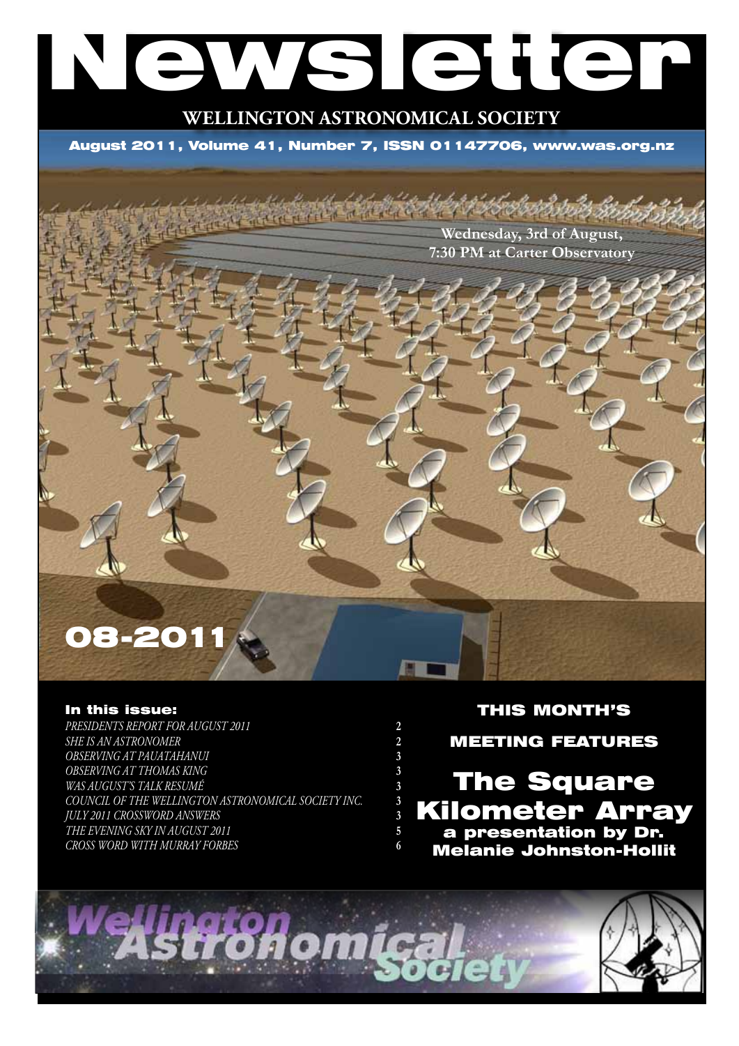# Newsletter

## WELLINGTON ASTRONOMICAL SOCIETY

**August 2011, Volume 41, Number 7, ISSN 01147706, www.was.org.nz**

**Wednesday, 3rd of August, 7:30 PM at Carter Observatory**

**08-2011**

### In this issue:

| | |
|---|---|
| *PRESIDENTS REPORT FOR AUGUST 2011* | 2 |
| *SHE IS AN ASTRONOMER* | 2 |
| *OBSERVING AT PAUATAHANUI* | 3 |
| *OBSERVING AT THOMAS KING* | 3 |
| *WAS AUGUST'S TALK RESUMÉ* | 3 |
| *COUNCIL OF THE WELLINGTON ASTRONOMICAL SOCIETY INC.* | 3 |
| *JULY 2011 CROSSWORD ANSWERS* | 3 |
| *THE EVENING SKY IN AUGUST 2011* | 5 |
| *CROSS WORD WITH MURRAY FORBES* | 6 |

## THIS MONTH'S MEETING FEATURES

# The Square Kilometer Array

**a presentation by Dr. Melanie Johnston-Hollit**

Wellington Astronomical Society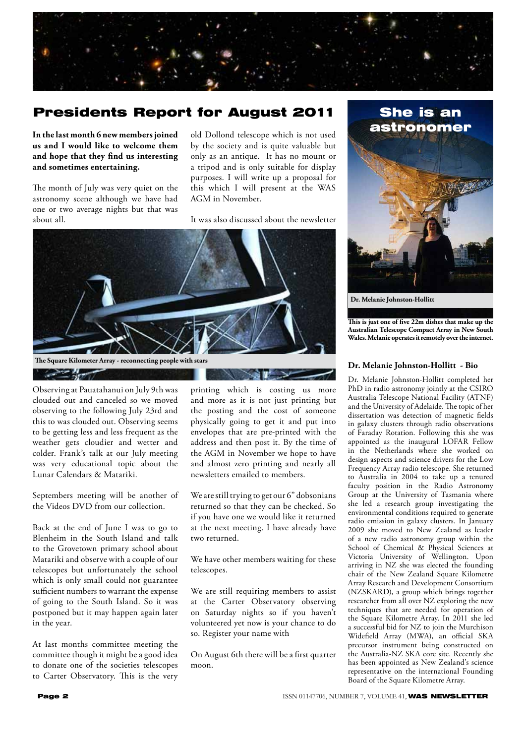# Presidents Report for August 2011

**In the last month 6 new members joined us and I would like to welcome them and hope that they find us interesting and sometimes entertaining.**

The month of July was very quiet on the astronomy scene although we have had one or two average nights but that was about all.

The Square Kilometer Array - reconnecting people with stars

Observing at Pauatahanui on July 9th was clouded out and canceled so we moved observing to the following July 23rd and this to was clouded out. Observing seems to be getting less and less frequent as the weather gets cloudier and wetter and colder. Frank's talk at our July meeting was very educational topic about the Lunar Calendars & Matariki.

Septembers meeting will be another of the Videos DVD from our collection.

Back at the end of June I was to go to Blenheim in the South Island and talk to the Grovetown primary school about Matariki and observe with a couple of our telescopes but unfortunately the school which is only small could not guarantee sufficient numbers to warrant the expense of going to the South Island. So it was postponed but it may happen again later in the year.

At last months committee meeting the committee though it might be a good idea to donate one of the societies telescopes to Carter Observatory. This is the very old Dollond telescope which is not used by the society and is quite valuable but only as an antique. It has no mount or a tripod and is only suitable for display purposes. I will write up a proposal for this which I will present at the WAS AGM in November.

It was also discussed about the newsletter printing which is costing us more and more as it is not just printing but the posting and the cost of someone physically going to get it and put into envelopes that are pre-printed with the address and then post it. By the time of the AGM in November we hope to have and almost zero printing and nearly all newsletters emailed to members.

We are still trying to get our 6" dobsonians returned so that they can be checked. So if you have one we would like it returned at the next meeting. I have already have two returned.

We have other members waiting for these telescopes.

We are still requiring members to assist at the Carter Observatory observing on Saturday nights so if you haven't volunteered yet now is your chance to do so. Register your name with

On August 6th there will be a first quarter moon.

## She is an astronomer

**Dr. Melanie Johnston-Hollitt**

**This is just one of five 22m dishes that make up the Australian Telescope Compact Array in New South Wales. Melanie operates it remotely over the internet.**

### Dr. Melanie Johnston-Hollitt - Bio

Dr. Melanie Johnston-Hollitt completed her PhD in radio astronomy jointly at the CSIRO Australia Telescope National Facility (ATNF) and the University of Adelaide. The topic of her dissertation was detection of magnetic fields in galaxy clusters through radio observations of Faraday Rotation. Following this she was appointed as the inaugural LOFAR Fellow in the Netherlands where she worked on design aspects and science drivers for the Low Frequency Array radio telescope. She returned to Australia in 2004 to take up a tenured faculty position in the Radio Astronomy Group at the University of Tasmania where she led a research group investigating the environmental conditions required to generate radio emission in galaxy clusters. In January 2009 she moved to New Zealand as leader of a new radio astronomy group within the School of Chemical & Physical Sciences at Victoria University of Wellington. Upon arriving in NZ she was elected the founding chair of the New Zealand Square Kilometre Array Research and Development Consortium (NZSKARD), a group which brings together researcher from all over NZ exploring the new techniques that are needed for operation of the Square Kilometre Array. In 2011 she led a successful bid for NZ to join the Murchison Widefield Array (MWA), an official SKA precursor instrument being constructed on the Australia-NZ SKA core site. Recently she has been appointed as New Zealand's science representative on the international Founding Board of the Square Kilometre Array.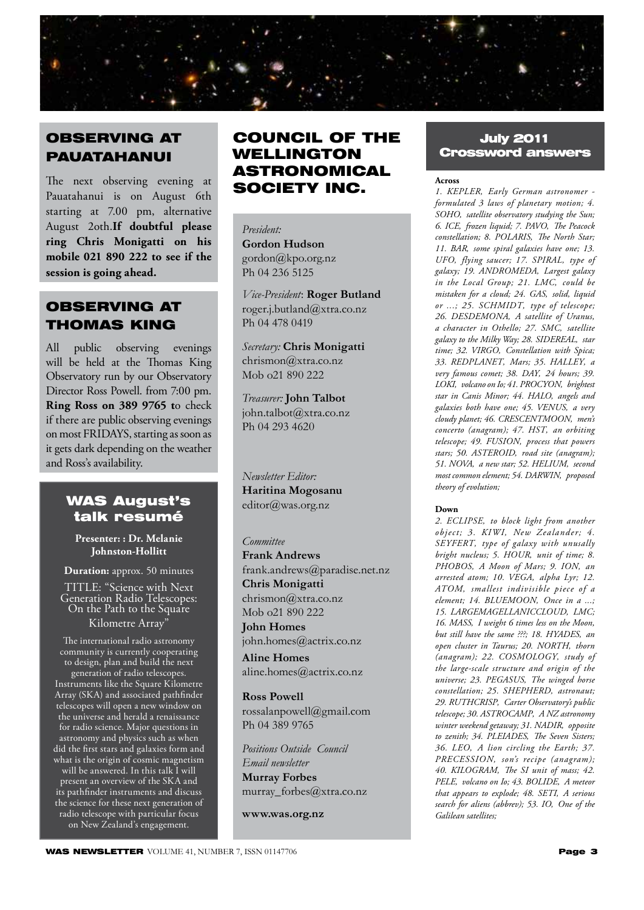## OBSERVING AT PAUATAHANUI

The next observing evening at Pauatahanui is on August 6th starting at 7.00 pm, alternative August 2oth.**If doubtful please ring Chris Monigatti on his mobile 021 890 222 to see if the session is going ahead.**

## OBSERVING AT THOMAS KING

All public observing evenings will be held at the Thomas King Observatory run by our Observatory Director Ross Powell. from 7:00 pm. **Ring Ross on 389 9765 t**o check if there are public observing evenings on most FRIDAYS, starting as soon as it gets dark depending on the weather and Ross's availability.

## WAS August's talk resumé

**Presenter: : Dr. Melanie Johnston-Hollitt**

**Duration:** approx. 50 minutes

TITLE: "Science with Next Generation Radio Telescopes: On the Path to the Square Kilometre Array"

The international radio astronomy community is currently cooperating to design, plan and build the next generation of radio telescopes. Instruments like the Square Kilometre Array (SKA) and associated pathfinder telescopes will open a new window on the universe and herald a renaissance for radio science. Major questions in astronomy and physics such as when did the first stars and galaxies form and what is the origin of cosmic magnetism will be answered. In this talk I will present an overview of the SKA and its pathfinder instruments and discuss the science for these next generation of radio telescope with particular focus on New Zealand's engagement.

## COUNCIL OF THE WELLINGTON ASTRONOMICAL SOCIETY INC.

*President:*
**Gordon Hudson**
gordon@kpo.org.nz
Ph 04 236 5125

*Vice-President*: **Roger Butland**
roger.j.butland@xtra.co.nz
Ph 04 478 0419

*Secretary:* **Chris Monigatti**
chrismon@xtra.co.nz
Mob o21 890 222

*Treasurer:* **John Talbot**
john.talbot@xtra.co.nz
Ph 04 293 4620

*Newsletter Editor:*
**Haritina Mogosanu**
editor@was.org.nz

*Committee*
**Frank Andrews**
frank.andrews@paradise.net.nz
**Chris Monigatti**
chrismon@xtra.co.nz
Mob o21 890 222
**John Homes**
john.homes@actrix.co.nz
**Aline Homes**
aline.homes@actrix.co.nz

**Ross Powell**
rossalanpowell@gmail.com
Ph 04 389 9765

*Positions Outside Council*
*Email newsletter*
**Murray Forbes**
murray_forbes@xtra.co.nz

**www.was.org.nz**

## July 2011 Crossword answers

**Across**

*1. KEPLER, Early German astronomer - formulated 3 laws of planetary motion; 4. SOHO, satellite observatory studying the Sun; 6. ICE, frozen liquid; 7. PAVO, The Peacock constellation; 8. POLARIS, The North Star; 11. BAR, some spiral galaxies have one; 13. UFO, flying saucer; 17. SPIRAL, type of galaxy; 19. ANDROMEDA, Largest galaxy in the Local Group; 21. LMC, could be mistaken for a cloud; 24. GAS, solid, liquid or ...; 25. SCHMIDT, type of telescope; 26. DESDEMONA, A satellite of Uranus, a character in Othello; 27. SMC, satellite galaxy to the Milky Way; 28. SIDEREAL, star time; 32. VIRGO, Constellation with Spica; 33. REDPLANET, Mars; 35. HALLEY, a very famous comet; 38. DAY, 24 hours; 39. LOKI, volcano on Io; 41. PROCYON, brightest star in Canis Minor; 44. HALO, angels and galaxies both have one; 45. VENUS, a very cloudy planet; 46. CRESCENTMOON, men's concerto (anagram); 47. HST, an orbiting telescope; 49. FUSION, process that powers stars; 50. ASTEROID, road site (anagram); 51. NOVA, a new star; 52. HELIUM, second most common element; 54. DARWIN, proposed theory of evolution;*

**Down**

*2. ECLIPSE, to block light from another object; 3. KIWI, New Zealander; 4. SEYFERT, type of galaxy with unusally bright nucleus; 5. HOUR, unit of time; 8. PHOBOS, A Moon of Mars; 9. ION, an arrested atom; 10. VEGA, alpha Lyr; 12. ATOM, smallest indivisible piece of a element; 14. BLUEMOON, Once in a ...; 15. LARGEMAGELLANICCLOUD, LMC; 16. MASS, I weight 6 times less on the Moon, but still have the same ???; 18. HYADES, an open cluster in Taurus; 20. NORTH, thorn (anagram); 22. COSMOLOGY, study of the large-scale structure and origin of the universe; 23. PEGASUS, The winged horse constellation; 25. SHEPHERD, astronaut; 29. RUTHCRISP, Carter Observatory's public telescope; 30. ASTROCAMP, A NZ astronomy winter weekend getaway; 31. NADIR, opposite to zenith; 34. PLEIADES, The Seven Sisters; 36. LEO, A lion circling the Earth; 37. PRECESSION, son's recipe (anagram); 40. KILOGRAM, The SI unit of mass; 42. PELE, volcano on Io; 43. BOLIDE, A meteor that appears to explode; 48. SETI, A serious search for aliens (abbrev); 53. IO, One of the Galilean satellites;*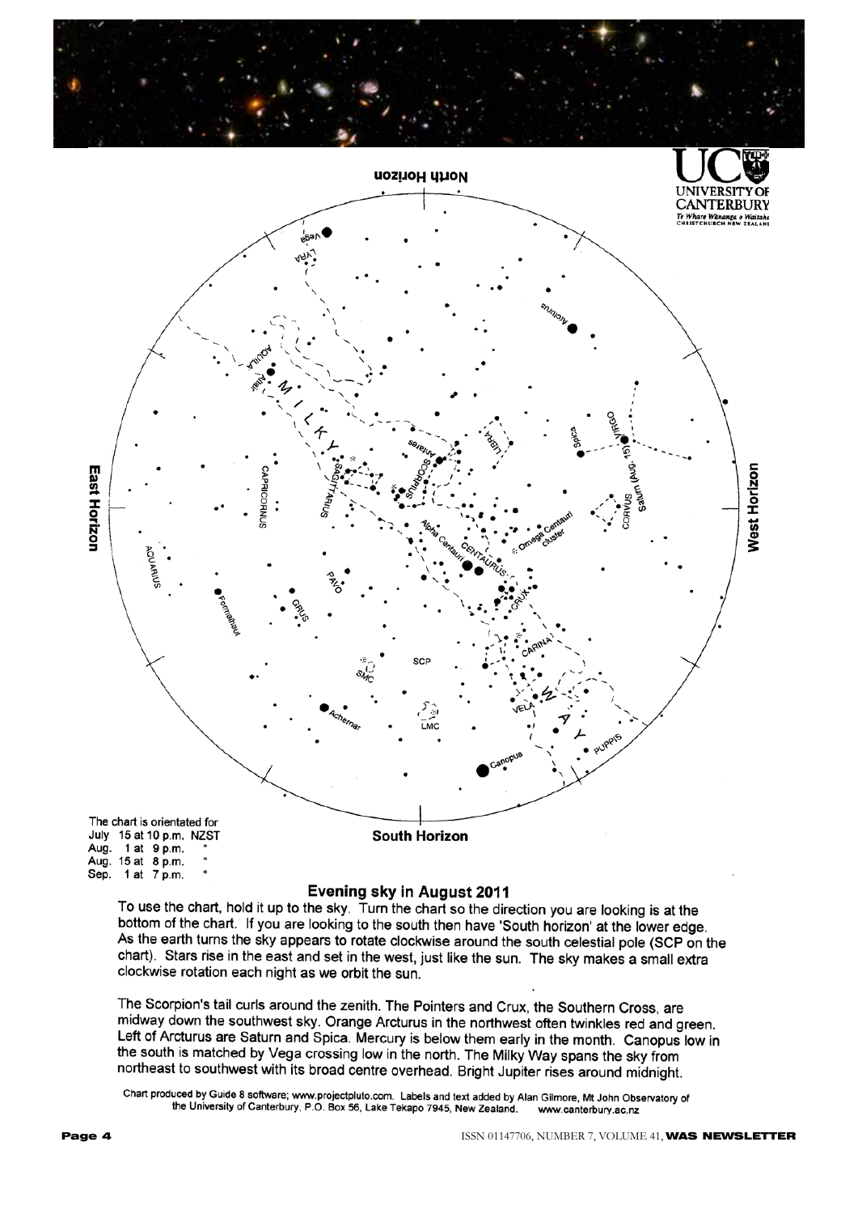The chart is orientated for
July 15 at 10 p.m. NZST
Aug. 1 at 9 p.m. "
Aug. 15 at 8 p.m. "
Sep. 1 at 7 p.m. "

## Evening sky in August 2011

To use the chart, hold it up to the sky. Turn the chart so the direction you are looking is at the bottom of the chart. If you are looking to the south then have 'South horizon' at the lower edge. As the earth turns the sky appears to rotate clockwise around the south celestial pole (SCP on the chart). Stars rise in the east and set in the west, just like the sun. The sky makes a small extra clockwise rotation each night as we orbit the sun.

The Scorpion's tail curls around the zenith. The Pointers and Crux, the Southern Cross, are midway down the southwest sky. Orange Arcturus in the northwest often twinkles red and green. Left of Arcturus are Saturn and Spica. Mercury is below them early in the month. Canopus low in the south is matched by Vega crossing low in the north. The Milky Way spans the sky from northeast to southwest with its broad centre overhead. Bright Jupiter rises around midnight.

Chart produced by Guide 8 software; www.projectpluto.com. Labels and text added by Alan Gilmore, Mt John Observatory of the University of Canterbury, P.O. Box 56, Lake Tekapo 7945, New Zealand. www.canterbury.ac.nz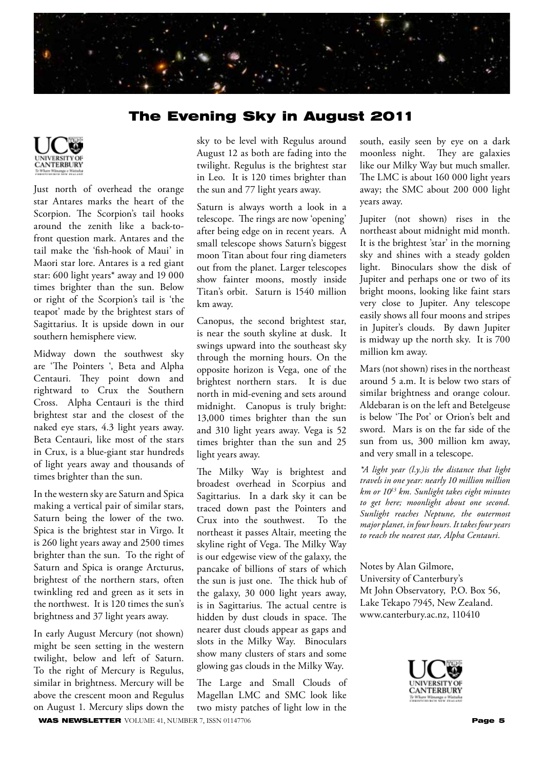# The Evening Sky in August 2011

Just north of overhead the orange star Antares marks the heart of the Scorpion. The Scorpion's tail hooks around the zenith like a back-to-front question mark. Antares and the tail make the 'fish-hook of Maui' in Maori star lore. Antares is a red giant star: 600 light years* away and 19 000 times brighter than the sun. Below or right of the Scorpion's tail is 'the teapot' made by the brightest stars of Sagittarius. It is upside down in our southern hemisphere view.

Midway down the southwest sky are 'The Pointers ', Beta and Alpha Centauri. They point down and rightward to Crux the Southern Cross. Alpha Centauri is the third brightest star and the closest of the naked eye stars, 4.3 light years away. Beta Centauri, like most of the stars in Crux, is a blue-giant star hundreds of light years away and thousands of times brighter than the sun.

In the western sky are Saturn and Spica making a vertical pair of similar stars, Saturn being the lower of the two. Spica is the brightest star in Virgo. It is 260 light years away and 2500 times brighter than the sun. To the right of Saturn and Spica is orange Arcturus, brightest of the northern stars, often twinkling red and green as it sets in the northwest. It is 120 times the sun's brightness and 37 light years away.

In early August Mercury (not shown) might be seen setting in the western twilight, below and left of Saturn. To the right of Mercury is Regulus, similar in brightness. Mercury will be above the crescent moon and Regulus on August 1. Mercury slips down the sky to be level with Regulus around August 12 as both are fading into the twilight. Regulus is the brightest star in Leo. It is 120 times brighter than the sun and 77 light years away.

Saturn is always worth a look in a telescope. The rings are now 'opening' after being edge on in recent years. A small telescope shows Saturn's biggest moon Titan about four ring diameters out from the planet. Larger telescopes show fainter moons, mostly inside Titan's orbit. Saturn is 1540 million km away.

Canopus, the second brightest star, is near the south skyline at dusk. It swings upward into the southeast sky through the morning hours. On the opposite horizon is Vega, one of the brightest northern stars. It is due north in mid-evening and sets around midnight. Canopus is truly bright: 13,000 times brighter than the sun and 310 light years away. Vega is 52 times brighter than the sun and 25 light years away.

The Milky Way is brightest and broadest overhead in Scorpius and Sagittarius. In a dark sky it can be traced down past the Pointers and Crux into the southwest. To the northeast it passes Altair, meeting the skyline right of Vega. The Milky Way is our edgewise view of the galaxy, the pancake of billions of stars of which the sun is just one. The thick hub of the galaxy, 30 000 light years away, is in Sagittarius. The actual centre is hidden by dust clouds in space. The nearer dust clouds appear as gaps and slots in the Milky Way. Binoculars show many clusters of stars and some glowing gas clouds in the Milky Way.

The Large and Small Clouds of Magellan LMC and SMC look like two misty patches of light low in the south, easily seen by eye on a dark moonless night. They are galaxies like our Milky Way but much smaller. The LMC is about 160 000 light years away; the SMC about 200 000 light years away.

Jupiter (not shown) rises in the northeast about midnight mid month. It is the brightest 'star' in the morning sky and shines with a steady golden light. Binoculars show the disk of Jupiter and perhaps one or two of its bright moons, looking like faint stars very close to Jupiter. Any telescope easily shows all four moons and stripes in Jupiter's clouds. By dawn Jupiter is midway up the north sky. It is 700 million km away.

Mars (not shown) rises in the northeast around 5 a.m. It is below two stars of similar brightness and orange colour. Aldebaran is on the left and Betelgeuse is below 'The Pot' or Orion's belt and sword. Mars is on the far side of the sun from us, 300 million km away, and very small in a telescope.

*\*A light year (l.y.)is the distance that light travels in one year: nearly 10 million million km or $10^{13}$ km. Sunlight takes eight minutes to get here; moonlight about one second. Sunlight reaches Neptune, the outermost major planet, in four hours. It takes four years to reach the nearest star, Alpha Centauri.*

Notes by Alan Gilmore,
University of Canterbury's
Mt John Observatory, P.O. Box 56,
Lake Tekapo 7945, New Zealand.
www.canterbury.ac.nz, 110410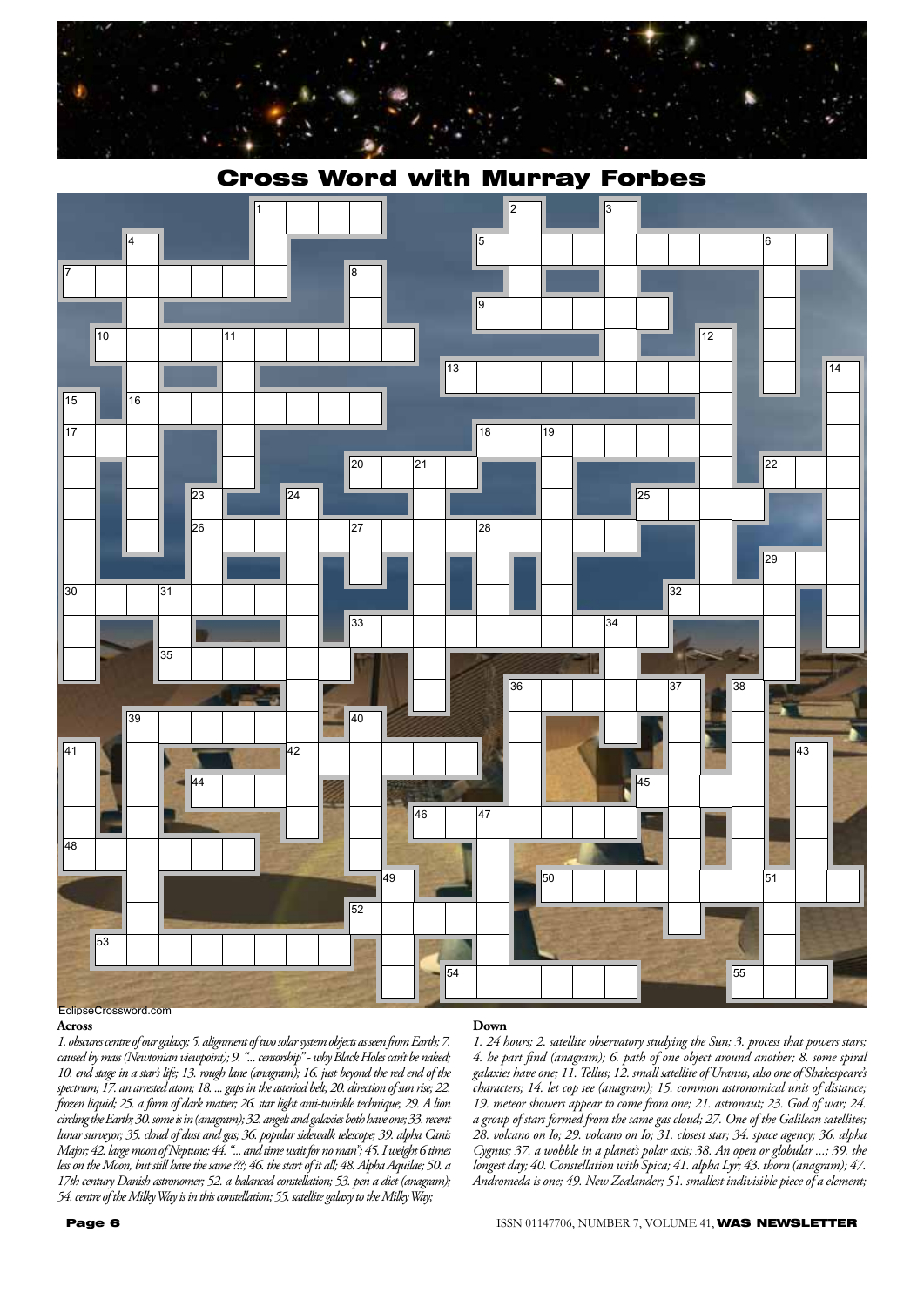# Cross Word with Murray Forbes

EclipseCrossword.com

**Across**

*1. obscures centre of our galaxy; 5. alignment of two solar system objects as seen from Earth; 7. caused by mass (Newtonian viewpoint); 9. "... censorship" - why Black Holes can't be naked; 10. end stage in a star's life; 13. rough lane (anagram); 16. just beyond the red end of the spectrum; 17. an arrested atom; 18. ... gaps in the asteriod belt; 20. direction of sun rise; 22. frozen liquid; 25. a form of dark matter; 26. star light anti-twinkle technique; 29. A lion circling the Earth; 30. some is in (anagram); 32. angels and galaxies both have one; 33. recent lunar surveyor; 35. cloud of dust and gas; 36. popular sidewalk telescope; 39. alpha Canis Major; 42. large moon of Neptune; 44. "... and time wait for no man"; 45. I weight 6 times less on the Moon, but still have the same ???; 46. the start of it all; 48. Alpha Aquilae; 50. a 17th century Danish astronomer; 52. a balanced constellation; 53. pen a diet (anagram); 54. centre of the Milky Way is in this constellation; 55. satellite galaxy to the Milky Way;*

**Down**

*1. 24 hours; 2. satellite observatory studying the Sun; 3. process that powers stars; 4. he part find (anagram); 6. path of one object around another; 8. some spiral galaxies have one; 11. Tellus; 12. small satellite of Uranus, also one of Shakespeare's characters; 14. let cop see (anagram); 15. common astronomical unit of distance; 19. meteor showers appear to come from one; 21. astronaut; 23. God of war; 24. a group of stars formed from the same gas cloud; 27. One of the Galilean satellites; 28. volcano on Io; 29. volcano on Io; 31. closest star; 34. space agency; 36. alpha Cygnus; 37. a wobble in a planet's polar axis; 38. An open or globular ...; 39. the longest day; 40. Constellation with Spica; 41. alpha Lyr; 43. thorn (anagram); 47. Andromeda is one; 49. New Zealander; 51. smallest indivisible piece of a element;*